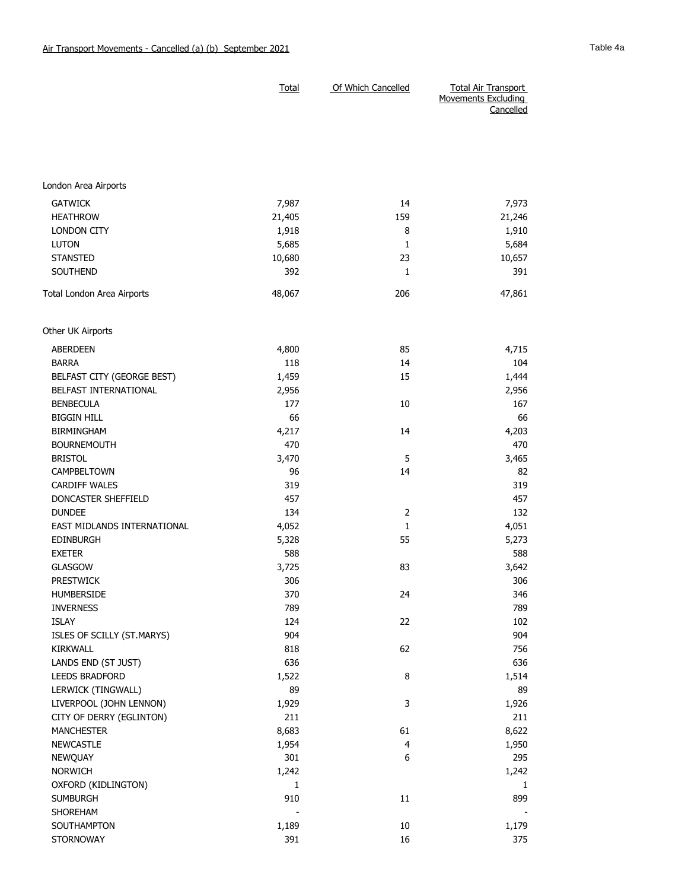Air Transport Movements - Cancelled (a) (b) September 2021

Table 4a

| | Total | Of Which Cancelled | Total Air Transport Movements Excluding Cancelled |
|---|---|---|---|
| **London Area Airports** | | | |
| GATWICK | 7,987 | 14 | 7,973 |
| HEATHROW | 21,405 | 159 | 21,246 |
| LONDON CITY | 1,918 | 8 | 1,910 |
| LUTON | 5,685 | 1 | 5,684 |
| STANSTED | 10,680 | 23 | 10,657 |
| SOUTHEND | 392 | 1 | 391 |
| Total London Area Airports | 48,067 | 206 | 47,861 |
| **Other UK Airports** | | | |
| ABERDEEN | 4,800 | 85 | 4,715 |
| BARRA | 118 | 14 | 104 |
| BELFAST CITY (GEORGE BEST) | 1,459 | 15 | 1,444 |
| BELFAST INTERNATIONAL | 2,956 | | 2,956 |
| BENBECULA | 177 | 10 | 167 |
| BIGGIN HILL | 66 | | 66 |
| BIRMINGHAM | 4,217 | 14 | 4,203 |
| BOURNEMOUTH | 470 | | 470 |
| BRISTOL | 3,470 | 5 | 3,465 |
| CAMPBELTOWN | 96 | 14 | 82 |
| CARDIFF WALES | 319 | | 319 |
| DONCASTER SHEFFIELD | 457 | | 457 |
| DUNDEE | 134 | 2 | 132 |
| EAST MIDLANDS INTERNATIONAL | 4,052 | 1 | 4,051 |
| EDINBURGH | 5,328 | 55 | 5,273 |
| EXETER | 588 | | 588 |
| GLASGOW | 3,725 | 83 | 3,642 |
| PRESTWICK | 306 | | 306 |
| HUMBERSIDE | 370 | 24 | 346 |
| INVERNESS | 789 | | 789 |
| ISLAY | 124 | 22 | 102 |
| ISLES OF SCILLY (ST.MARYS) | 904 | | 904 |
| KIRKWALL | 818 | 62 | 756 |
| LANDS END (ST JUST) | 636 | | 636 |
| LEEDS BRADFORD | 1,522 | 8 | 1,514 |
| LERWICK (TINGWALL) | 89 | | 89 |
| LIVERPOOL (JOHN LENNON) | 1,929 | 3 | 1,926 |
| CITY OF DERRY (EGLINTON) | 211 | | 211 |
| MANCHESTER | 8,683 | 61 | 8,622 |
| NEWCASTLE | 1,954 | 4 | 1,950 |
| NEWQUAY | 301 | 6 | 295 |
| NORWICH | 1,242 | | 1,242 |
| OXFORD (KIDLINGTON) | 1 | | 1 |
| SUMBURGH | 910 | 11 | 899 |
| SHOREHAM | - | | - |
| SOUTHAMPTON | 1,189 | 10 | 1,179 |
| STORNOWAY | 391 | 16 | 375 |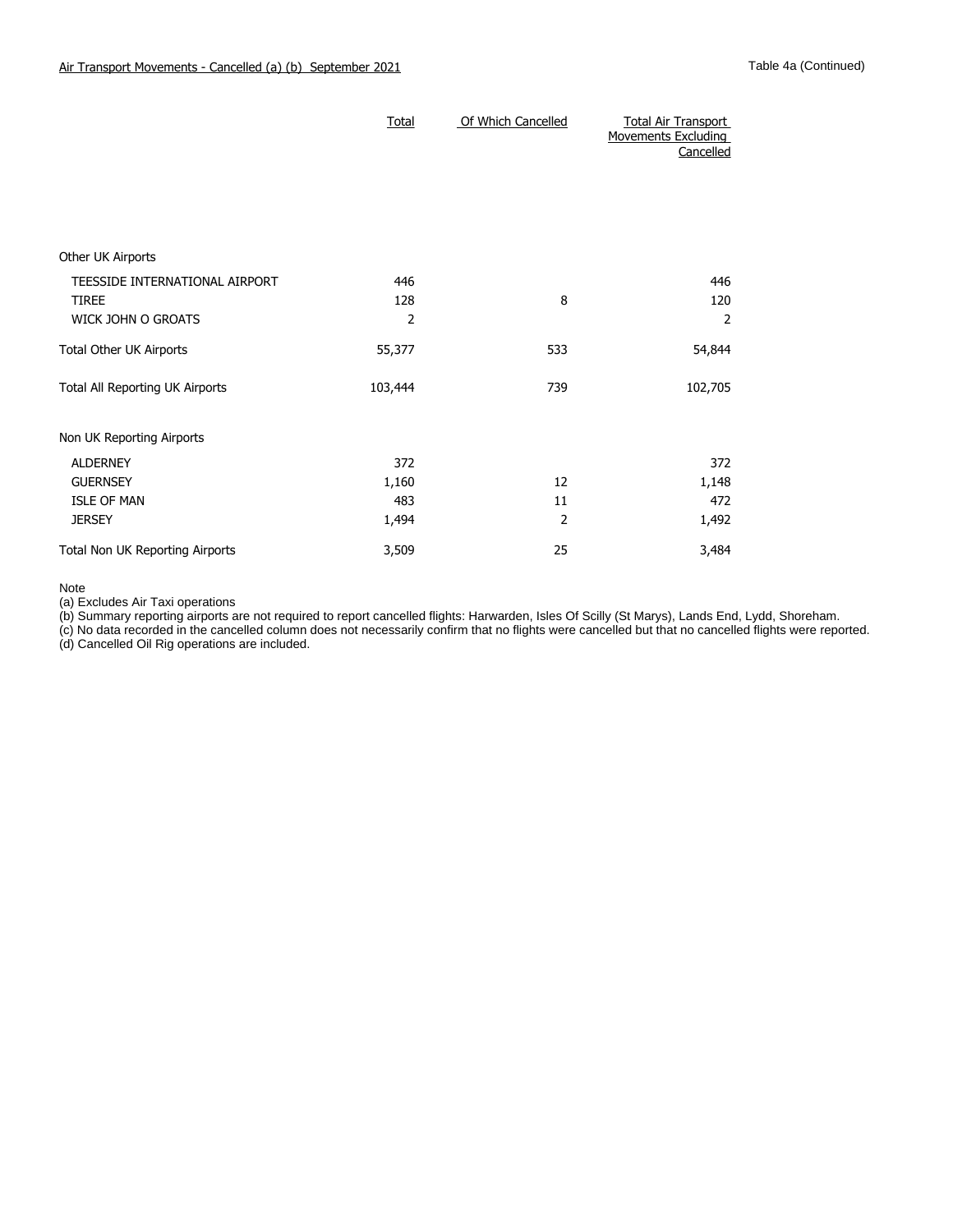Air Transport Movements - Cancelled (a) (b) September 2021

Table 4a (Continued)

| | Total | Of Which Cancelled | Total Air Transport Movements Excluding Cancelled |
|---|---|---|---|
| Other UK Airports | | | |
| TEESSIDE INTERNATIONAL AIRPORT | 446 | | 446 |
| TIREE | 128 | 8 | 120 |
| WICK JOHN O GROATS | 2 | | 2 |
| Total Other UK Airports | 55,377 | 533 | 54,844 |
| Total All Reporting UK Airports | 103,444 | 739 | 102,705 |
| Non UK Reporting Airports | | | |
| ALDERNEY | 372 | | 372 |
| GUERNSEY | 1,160 | 12 | 1,148 |
| ISLE OF MAN | 483 | 11 | 472 |
| JERSEY | 1,494 | 2 | 1,492 |
| Total Non UK Reporting Airports | 3,509 | 25 | 3,484 |

Note

(a) Excludes Air Taxi operations

(b) Summary reporting airports are not required to report cancelled flights: Harwarden, Isles Of Scilly (St Marys), Lands End, Lydd, Shoreham.

(c) No data recorded in the cancelled column does not necessarily confirm that no flights were cancelled but that no cancelled flights were reported.

(d) Cancelled Oil Rig operations are included.